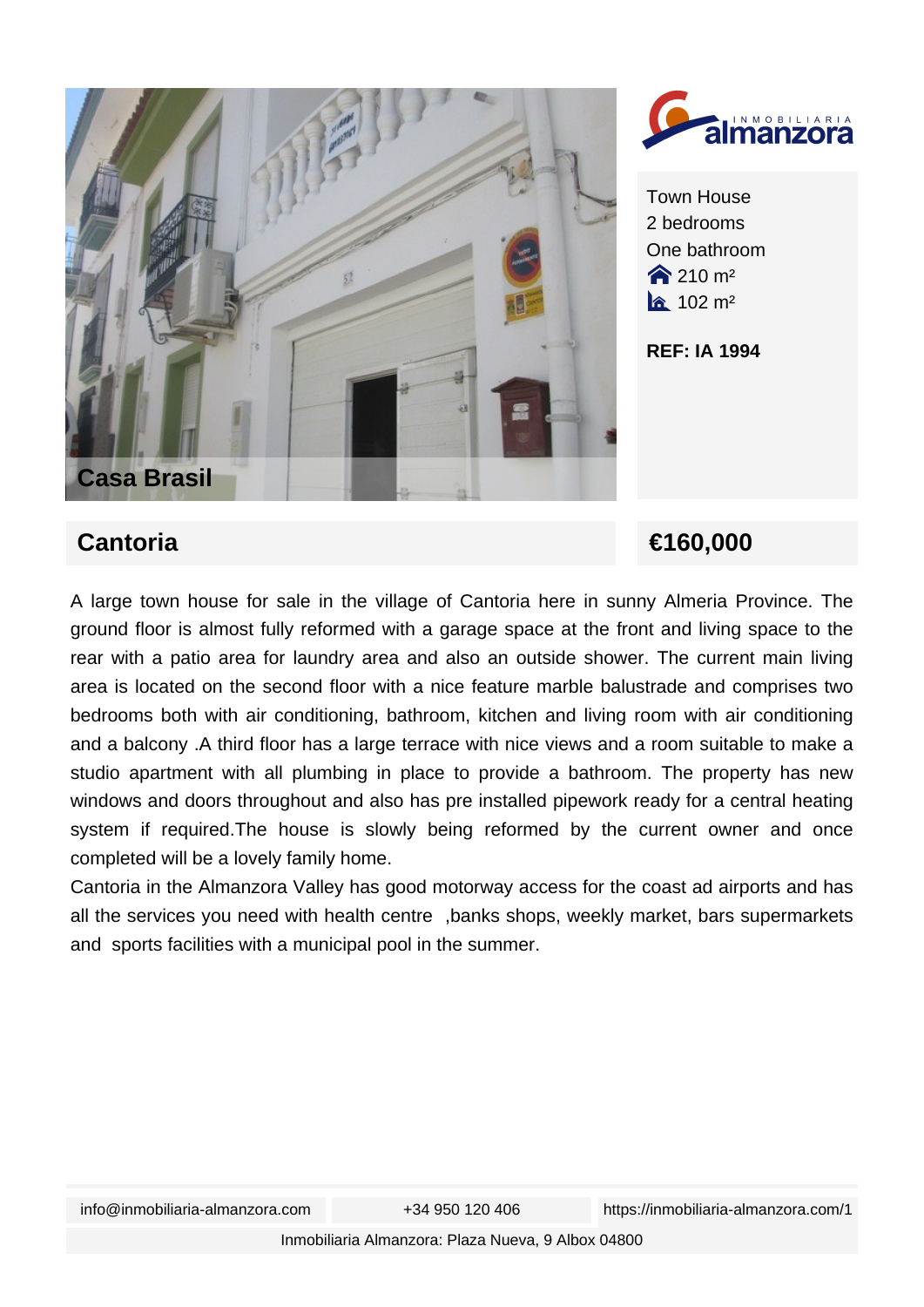**Casa Brasil**

Town House
2 bedrooms
One bathroom
210 m²
102 m²

**REF: IA 1994**

## Cantoria

## €160,000

A large town house for sale in the village of Cantoria here in sunny Almeria Province. The ground floor is almost fully reformed with a garage space at the front and living space to the rear with a patio area for laundry area and also an outside shower. The current main living area is located on the second floor with a nice feature marble balustrade and comprises two bedrooms both with air conditioning, bathroom, kitchen and living room with air conditioning and a balcony .A third floor has a large terrace with nice views and a room suitable to make a studio apartment with all plumbing in place to provide a bathroom. The property has new windows and doors throughout and also has pre installed pipework ready for a central heating system if required.The house is slowly being reformed by the current owner and once completed will be a lovely family home.

Cantoria in the Almanzora Valley has good motorway access for the coast ad airports and has all the services you need with health centre ,banks shops, weekly market, bars supermarkets and sports facilities with a municipal pool in the summer.

info@inmobiliaria-almanzora.com | +34 950 120 406 | https://inmobiliaria-almanzora.com/1

Inmobiliaria Almanzora: Plaza Nueva, 9 Albox 04800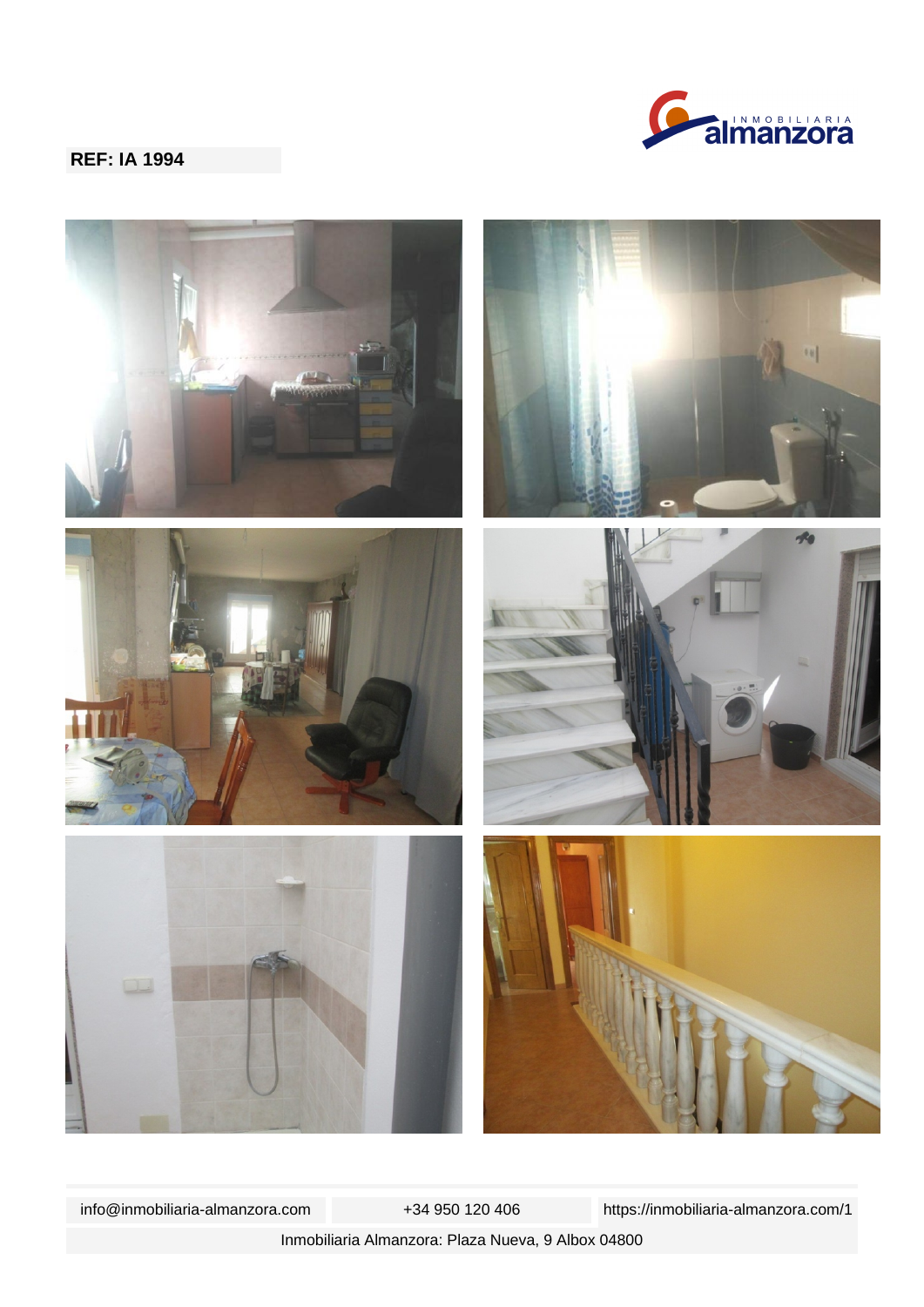**REF: IA 1994**

info@inmobiliaria-almanzora.com

+34 950 120 406

https://inmobiliaria-almanzora.com/1

Inmobiliaria Almanzora: Plaza Nueva, 9 Albox 04800